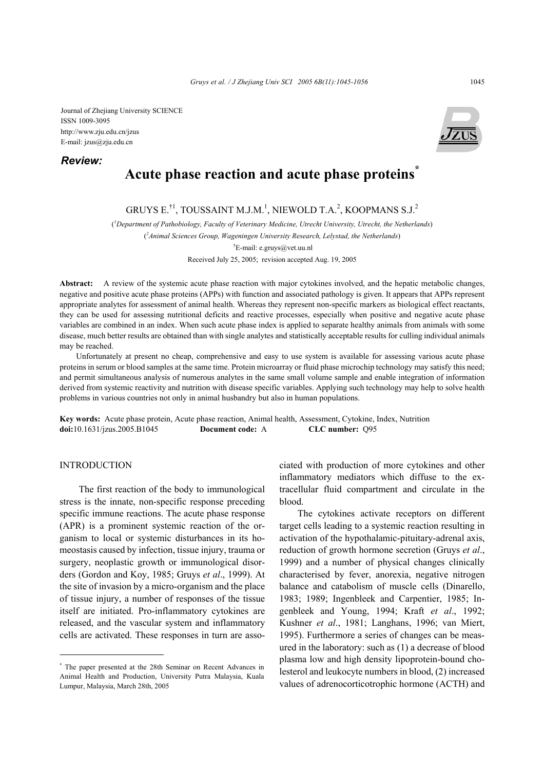Journal of Zhejiang University SCIENCE
ISSN 1009-3095
http://www.zju.edu.cn/jzus
E-mail: jzus@zju.edu.cn

***Review:***

# Acute phase reaction and acute phase proteins*

GRUYS E.[†1], TOUSSAINT M.J.M.[1], NIEWOLD T.A.[2], KOOPMANS S.J.[2]

([1]*Department of Pathobiology, Faculty of Veterinary Medicine, Utrecht University, Utrecht, the Netherlands*)

([2]*Animal Sciences Group, Wageningen University Research, Lelystad, the Netherlands*)

[†]E-mail: e.gruys@vet.uu.nl

Received July 25, 2005; revision accepted Aug. 19, 2005

**Abstract:** A review of the systemic acute phase reaction with major cytokines involved, and the hepatic metabolic changes, negative and positive acute phase proteins (APPs) with function and associated pathology is given. It appears that APPs represent appropriate analytes for assessment of animal health. Whereas they represent non-specific markers as biological effect reactants, they can be used for assessing nutritional deficits and reactive processes, especially when positive and negative acute phase variables are combined in an index. When such acute phase index is applied to separate healthy animals from animals with some disease, much better results are obtained than with single analytes and statistically acceptable results for culling individual animals may be reached.

Unfortunately at present no cheap, comprehensive and easy to use system is available for assessing various acute phase proteins in serum or blood samples at the same time. Protein microarray or fluid phase microchip technology may satisfy this need; and permit simultaneous analysis of numerous analytes in the same small volume sample and enable integration of information derived from systemic reactivity and nutrition with disease specific variables. Applying such technology may help to solve health problems in various countries not only in animal husbandry but also in human populations.

**Key words:** Acute phase protein, Acute phase reaction, Animal health, Assessment, Cytokine, Index, Nutrition
**doi:**10.1631/jzus.2005.B1045 **Document code:** A **CLC number:** Q95

## INTRODUCTION

The first reaction of the body to immunological stress is the innate, non-specific response preceding specific immune reactions. The acute phase response (APR) is a prominent systemic reaction of the organism to local or systemic disturbances in its homeostasis caused by infection, tissue injury, trauma or surgery, neoplastic growth or immunological disorders (Gordon and Koy, 1985; Gruys *et al*., 1999). At the site of invasion by a micro-organism and the place of tissue injury, a number of responses of the tissue itself are initiated. Pro-inflammatory cytokines are released, and the vascular system and inflammatory cells are activated. These responses in turn are associated with production of more cytokines and other inflammatory mediators which diffuse to the extracellular fluid compartment and circulate in the blood.

The cytokines activate receptors on different target cells leading to a systemic reaction resulting in activation of the hypothalamic-pituitary-adrenal axis, reduction of growth hormone secretion (Gruys *et al*., 1999) and a number of physical changes clinically characterised by fever, anorexia, negative nitrogen balance and catabolism of muscle cells (Dinarello, 1983; 1989; Ingenbleek and Carpentier, 1985; Ingenbleek and Young, 1994; Kraft *et al*., 1992; Kushner *et al*., 1981; Langhans, 1996; van Miert, 1995). Furthermore a series of changes can be measured in the laboratory: such as (1) a decrease of blood plasma low and high density lipoprotein-bound cholesterol and leukocyte numbers in blood, (2) increased values of adrenocorticotrophic hormone (ACTH) and

---

* The paper presented at the 28th Seminar on Recent Advances in Animal Health and Production, University Putra Malaysia, Kuala Lumpur, Malaysia, March 28th, 2005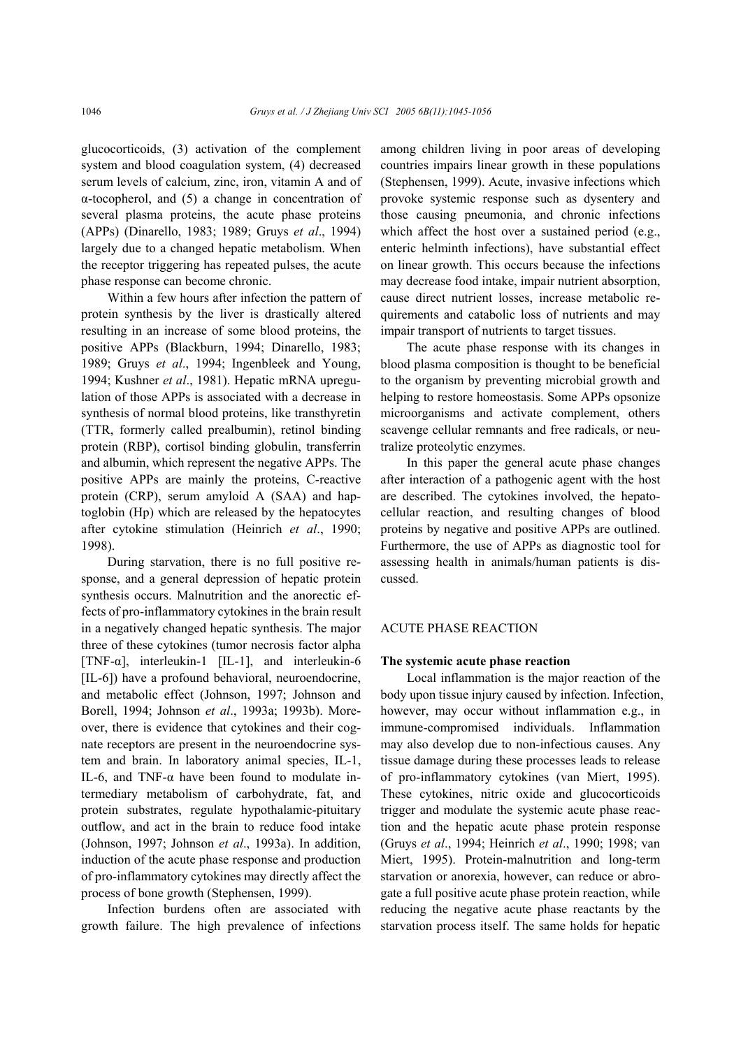glucocorticoids, (3) activation of the complement system and blood coagulation system, (4) decreased serum levels of calcium, zinc, iron, vitamin A and of α-tocopherol, and (5) a change in concentration of several plasma proteins, the acute phase proteins (APPs) (Dinarello, 1983; 1989; Gruys *et al*., 1994) largely due to a changed hepatic metabolism. When the receptor triggering has repeated pulses, the acute phase response can become chronic.

Within a few hours after infection the pattern of protein synthesis by the liver is drastically altered resulting in an increase of some blood proteins, the positive APPs (Blackburn, 1994; Dinarello, 1983; 1989; Gruys *et al*., 1994; Ingenbleek and Young, 1994; Kushner *et al*., 1981). Hepatic mRNA upregulation of those APPs is associated with a decrease in synthesis of normal blood proteins, like transthyretin (TTR, formerly called prealbumin), retinol binding protein (RBP), cortisol binding globulin, transferrin and albumin, which represent the negative APPs. The positive APPs are mainly the proteins, C-reactive protein (CRP), serum amyloid A (SAA) and haptoglobin (Hp) which are released by the hepatocytes after cytokine stimulation (Heinrich *et al*., 1990; 1998).

During starvation, there is no full positive response, and a general depression of hepatic protein synthesis occurs. Malnutrition and the anorectic effects of pro-inflammatory cytokines in the brain result in a negatively changed hepatic synthesis. The major three of these cytokines (tumor necrosis factor alpha [TNF-α], interleukin-1 [IL-1], and interleukin-6 [IL-6]) have a profound behavioral, neuroendocrine, and metabolic effect (Johnson, 1997; Johnson and Borell, 1994; Johnson *et al*., 1993a; 1993b). Moreover, there is evidence that cytokines and their cognate receptors are present in the neuroendocrine system and brain. In laboratory animal species, IL-1, IL-6, and TNF-α have been found to modulate intermediary metabolism of carbohydrate, fat, and protein substrates, regulate hypothalamic-pituitary outflow, and act in the brain to reduce food intake (Johnson, 1997; Johnson *et al*., 1993a). In addition, induction of the acute phase response and production of pro-inflammatory cytokines may directly affect the process of bone growth (Stephensen, 1999).

Infection burdens often are associated with growth failure. The high prevalence of infections among children living in poor areas of developing countries impairs linear growth in these populations (Stephensen, 1999). Acute, invasive infections which provoke systemic response such as dysentery and those causing pneumonia, and chronic infections which affect the host over a sustained period (e.g., enteric helminth infections), have substantial effect on linear growth. This occurs because the infections may decrease food intake, impair nutrient absorption, cause direct nutrient losses, increase metabolic requirements and catabolic loss of nutrients and may impair transport of nutrients to target tissues.

The acute phase response with its changes in blood plasma composition is thought to be beneficial to the organism by preventing microbial growth and helping to restore homeostasis. Some APPs opsonize microorganisms and activate complement, others scavenge cellular remnants and free radicals, or neutralize proteolytic enzymes.

In this paper the general acute phase changes after interaction of a pathogenic agent with the host are described. The cytokines involved, the hepatocellular reaction, and resulting changes of blood proteins by negative and positive APPs are outlined. Furthermore, the use of APPs as diagnostic tool for assessing health in animals/human patients is discussed.

## ACUTE PHASE REACTION

### The systemic acute phase reaction

Local inflammation is the major reaction of the body upon tissue injury caused by infection. Infection, however, may occur without inflammation e.g., in immune-compromised individuals. Inflammation may also develop due to non-infectious causes. Any tissue damage during these processes leads to release of pro-inflammatory cytokines (van Miert, 1995). These cytokines, nitric oxide and glucocorticoids trigger and modulate the systemic acute phase reaction and the hepatic acute phase protein response (Gruys *et al*., 1994; Heinrich *et al*., 1990; 1998; van Miert, 1995). Protein-malnutrition and long-term starvation or anorexia, however, can reduce or abrogate a full positive acute phase protein reaction, while reducing the negative acute phase reactants by the starvation process itself. The same holds for hepatic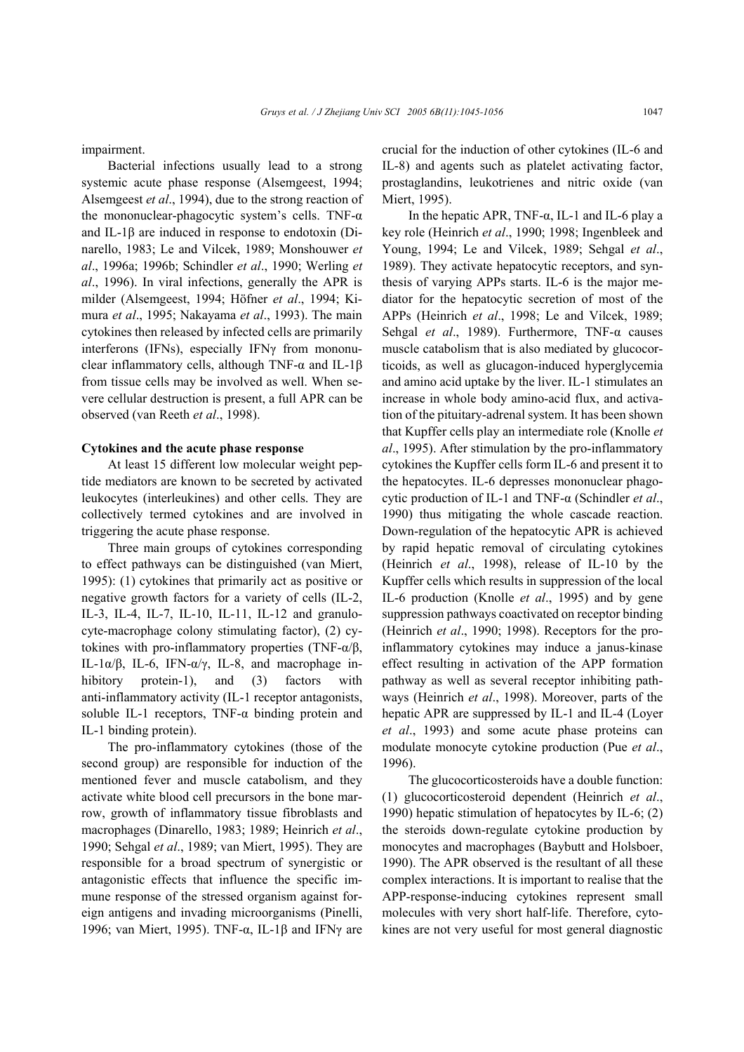impairment.

Bacterial infections usually lead to a strong systemic acute phase response (Alsemgeest, 1994; Alsemgeest *et al*., 1994), due to the strong reaction of the mononuclear-phagocytic system's cells. TNF-α and IL-1β are induced in response to endotoxin (Dinarello, 1983; Le and Vilcek, 1989; Monshouwer *et al*., 1996a; 1996b; Schindler *et al*., 1990; Werling *et al*., 1996). In viral infections, generally the APR is milder (Alsemgeest, 1994; Höfner *et al*., 1994; Kimura *et al*., 1995; Nakayama *et al*., 1993). The main cytokines then released by infected cells are primarily interferons (IFNs), especially IFNγ from mononuclear inflammatory cells, although TNF-α and IL-1β from tissue cells may be involved as well. When severe cellular destruction is present, a full APR can be observed (van Reeth *et al*., 1998).

**Cytokines and the acute phase response**

At least 15 different low molecular weight peptide mediators are known to be secreted by activated leukocytes (interleukines) and other cells. They are collectively termed cytokines and are involved in triggering the acute phase response.

Three main groups of cytokines corresponding to effect pathways can be distinguished (van Miert, 1995): (1) cytokines that primarily act as positive or negative growth factors for a variety of cells (IL-2, IL-3, IL-4, IL-7, IL-10, IL-11, IL-12 and granulocyte-macrophage colony stimulating factor), (2) cytokines with pro-inflammatory properties (TNF-α/β, IL-1α/β, IL-6, IFN-α/γ, IL-8, and macrophage inhibitory protein-1), and (3) factors with anti-inflammatory activity (IL-1 receptor antagonists, soluble IL-1 receptors, TNF-α binding protein and IL-1 binding protein).

The pro-inflammatory cytokines (those of the second group) are responsible for induction of the mentioned fever and muscle catabolism, and they activate white blood cell precursors in the bone marrow, growth of inflammatory tissue fibroblasts and macrophages (Dinarello, 1983; 1989; Heinrich *et al*., 1990; Sehgal *et al*., 1989; van Miert, 1995). They are responsible for a broad spectrum of synergistic or antagonistic effects that influence the specific immune response of the stressed organism against foreign antigens and invading microorganisms (Pinelli, 1996; van Miert, 1995). TNF-α, IL-1β and IFNγ are crucial for the induction of other cytokines (IL-6 and IL-8) and agents such as platelet activating factor, prostaglandins, leukotrienes and nitric oxide (van Miert, 1995).

In the hepatic APR, TNF-α, IL-1 and IL-6 play a key role (Heinrich *et al*., 1990; 1998; Ingenbleek and Young, 1994; Le and Vilcek, 1989; Sehgal *et al*., 1989). They activate hepatocytic receptors, and synthesis of varying APPs starts. IL-6 is the major mediator for the hepatocytic secretion of most of the APPs (Heinrich *et al*., 1998; Le and Vilcek, 1989; Sehgal *et al*., 1989). Furthermore, TNF-α causes muscle catabolism that is also mediated by glucocorticoids, as well as glucagon-induced hyperglycemia and amino acid uptake by the liver. IL-1 stimulates an increase in whole body amino-acid flux, and activation of the pituitary-adrenal system. It has been shown that Kupffer cells play an intermediate role (Knolle *et al*., 1995). After stimulation by the pro-inflammatory cytokines the Kupffer cells form IL-6 and present it to the hepatocytes. IL-6 depresses mononuclear phagocytic production of IL-1 and TNF-α (Schindler *et al*., 1990) thus mitigating the whole cascade reaction. Down-regulation of the hepatocytic APR is achieved by rapid hepatic removal of circulating cytokines (Heinrich *et al*., 1998), release of IL-10 by the Kupffer cells which results in suppression of the local IL-6 production (Knolle *et al*., 1995) and by gene suppression pathways coactivated on receptor binding (Heinrich *et al*., 1990; 1998). Receptors for the pro-inflammatory cytokines may induce a janus-kinase effect resulting in activation of the APP formation pathway as well as several receptor inhibiting pathways (Heinrich *et al*., 1998). Moreover, parts of the hepatic APR are suppressed by IL-1 and IL-4 (Loyer *et al*., 1993) and some acute phase proteins can modulate monocyte cytokine production (Pue *et al*., 1996).

The glucocorticosteroids have a double function: (1) glucocorticosteroid dependent (Heinrich *et al*., 1990) hepatic stimulation of hepatocytes by IL-6; (2) the steroids down-regulate cytokine production by monocytes and macrophages (Baybutt and Holsboer, 1990). The APR observed is the resultant of all these complex interactions. It is important to realise that the APP-response-inducing cytokines represent small molecules with very short half-life. Therefore, cytokines are not very useful for most general diagnostic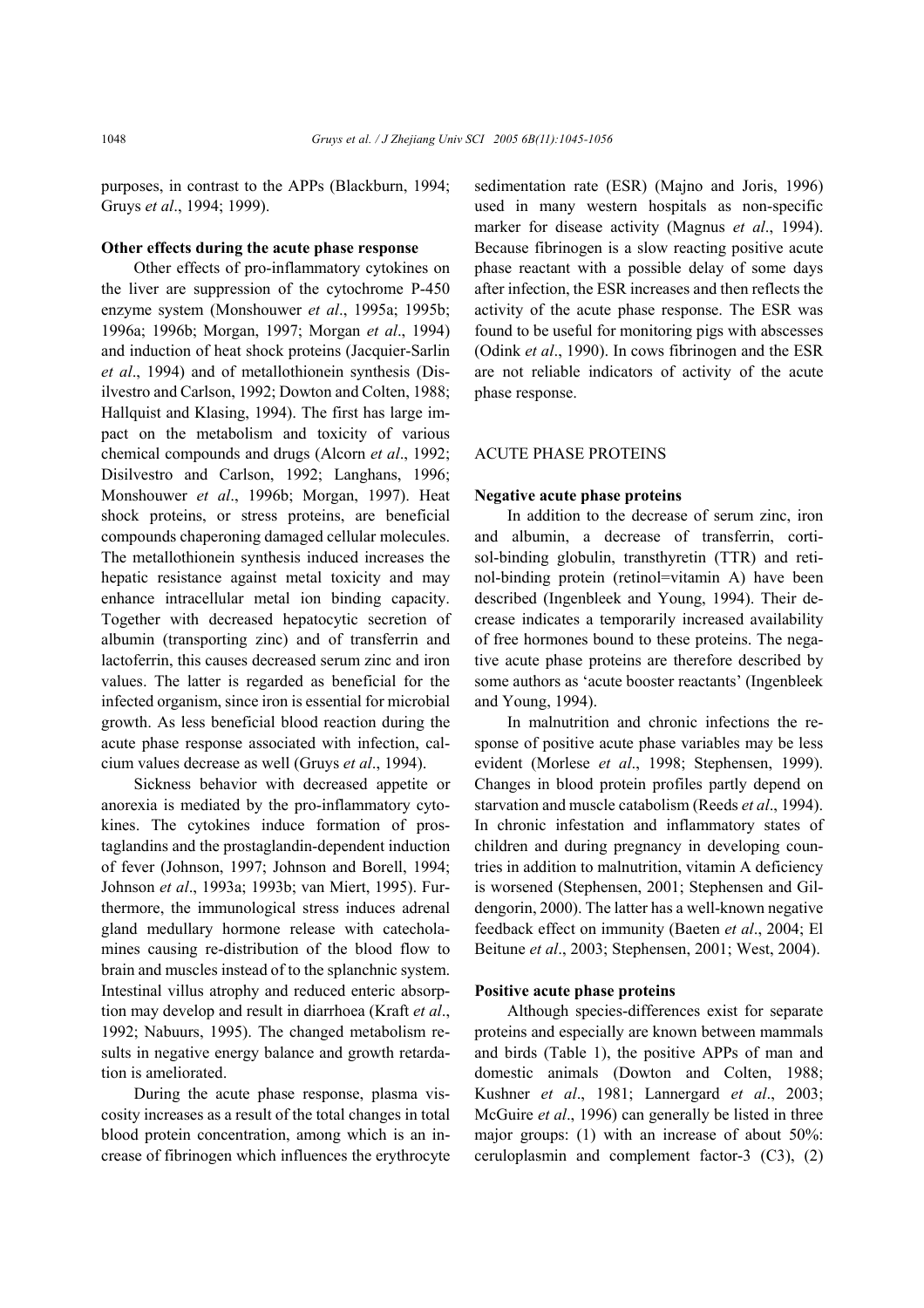purposes, in contrast to the APPs (Blackburn, 1994; Gruys *et al*., 1994; 1999).

### Other effects during the acute phase response

Other effects of pro-inflammatory cytokines on the liver are suppression of the cytochrome P-450 enzyme system (Monshouwer *et al*., 1995a; 1995b; 1996a; 1996b; Morgan, 1997; Morgan *et al*., 1994) and induction of heat shock proteins (Jacquier-Sarlin *et al*., 1994) and of metallothionein synthesis (Disilvestro and Carlson, 1992; Dowton and Colten, 1988; Hallquist and Klasing, 1994). The first has large impact on the metabolism and toxicity of various chemical compounds and drugs (Alcorn *et al*., 1992; Disilvestro and Carlson, 1992; Langhans, 1996; Monshouwer *et al*., 1996b; Morgan, 1997). Heat shock proteins, or stress proteins, are beneficial compounds chaperoning damaged cellular molecules. The metallothionein synthesis induced increases the hepatic resistance against metal toxicity and may enhance intracellular metal ion binding capacity. Together with decreased hepatocytic secretion of albumin (transporting zinc) and of transferrin and lactoferrin, this causes decreased serum zinc and iron values. The latter is regarded as beneficial for the infected organism, since iron is essential for microbial growth. As less beneficial blood reaction during the acute phase response associated with infection, calcium values decrease as well (Gruys *et al*., 1994).

Sickness behavior with decreased appetite or anorexia is mediated by the pro-inflammatory cytokines. The cytokines induce formation of prostaglandins and the prostaglandin-dependent induction of fever (Johnson, 1997; Johnson and Borell, 1994; Johnson *et al*., 1993a; 1993b; van Miert, 1995). Furthermore, the immunological stress induces adrenal gland medullary hormone release with catecholamines causing re-distribution of the blood flow to brain and muscles instead of to the splanchnic system. Intestinal villus atrophy and reduced enteric absorption may develop and result in diarrhoea (Kraft *et al*., 1992; Nabuurs, 1995). The changed metabolism results in negative energy balance and growth retardation is ameliorated.

During the acute phase response, plasma viscosity increases as a result of the total changes in total blood protein concentration, among which is an increase of fibrinogen which influences the erythrocyte sedimentation rate (ESR) (Majno and Joris, 1996) used in many western hospitals as non-specific marker for disease activity (Magnus *et al*., 1994). Because fibrinogen is a slow reacting positive acute phase reactant with a possible delay of some days after infection, the ESR increases and then reflects the activity of the acute phase response. The ESR was found to be useful for monitoring pigs with abscesses (Odink *et al*., 1990). In cows fibrinogen and the ESR are not reliable indicators of activity of the acute phase response.

## ACUTE PHASE PROTEINS

### Negative acute phase proteins

In addition to the decrease of serum zinc, iron and albumin, a decrease of transferrin, cortisol-binding globulin, transthyretin (TTR) and retinol-binding protein (retinol=vitamin A) have been described (Ingenbleek and Young, 1994). Their decrease indicates a temporarily increased availability of free hormones bound to these proteins. The negative acute phase proteins are therefore described by some authors as 'acute booster reactants' (Ingenbleek and Young, 1994).

In malnutrition and chronic infections the response of positive acute phase variables may be less evident (Morlese *et al*., 1998; Stephensen, 1999). Changes in blood protein profiles partly depend on starvation and muscle catabolism (Reeds *et al*., 1994). In chronic infestation and inflammatory states of children and during pregnancy in developing countries in addition to malnutrition, vitamin A deficiency is worsened (Stephensen, 2001; Stephensen and Gildengorin, 2000). The latter has a well-known negative feedback effect on immunity (Baeten *et al*., 2004; El Beitune *et al*., 2003; Stephensen, 2001; West, 2004).

### Positive acute phase proteins

Although species-differences exist for separate proteins and especially are known between mammals and birds (Table 1), the positive APPs of man and domestic animals (Dowton and Colten, 1988; Kushner *et al*., 1981; Lannergard *et al*., 2003; McGuire *et al*., 1996) can generally be listed in three major groups: (1) with an increase of about 50%: ceruloplasmin and complement factor-3 (C3), (2)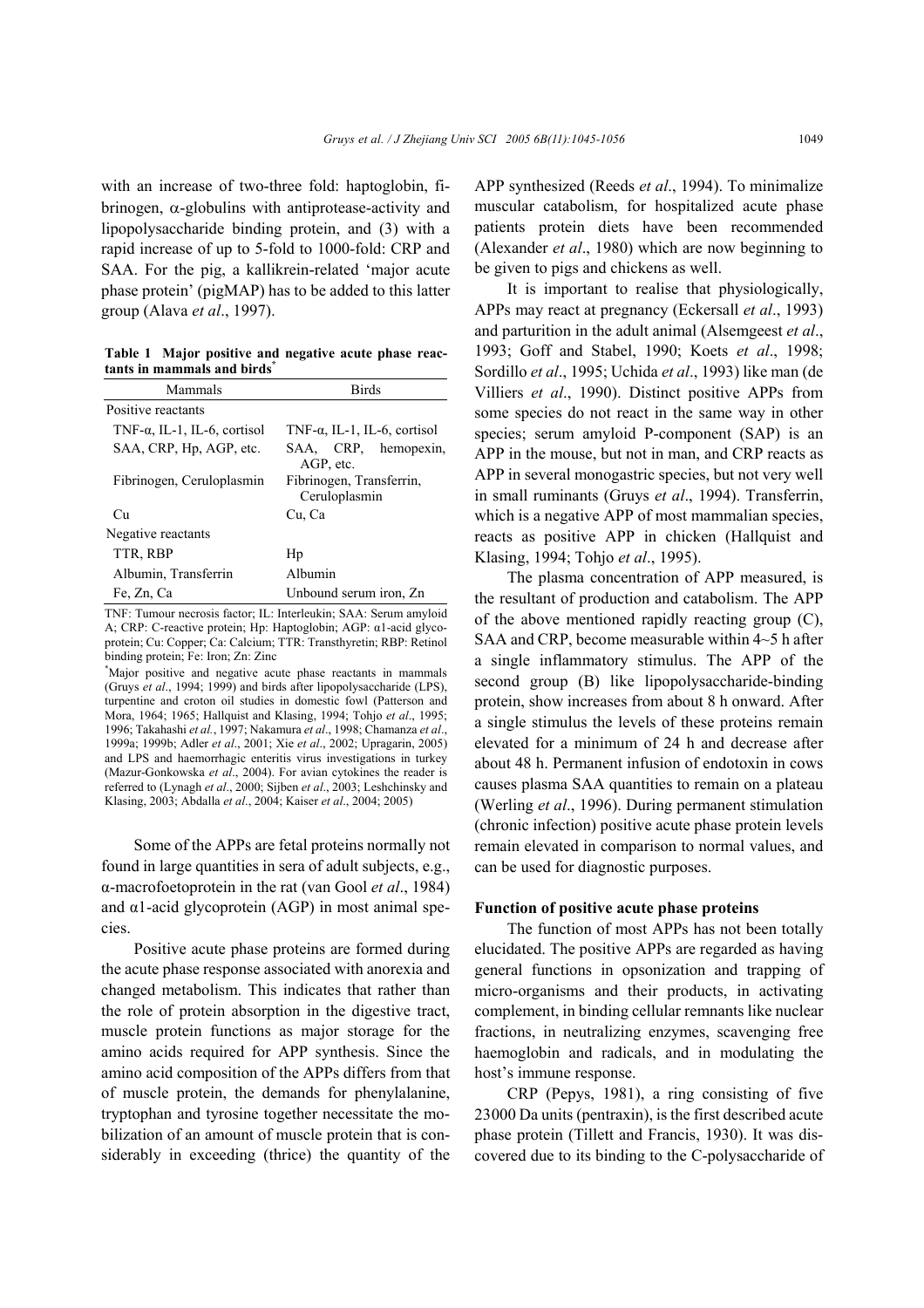with an increase of two-three fold: haptoglobin, fibrinogen, α-globulins with antiprotease-activity and lipopolysaccharide binding protein, and (3) with a rapid increase of up to 5-fold to 1000-fold: CRP and SAA. For the pig, a kallikrein-related 'major acute phase protein' (pigMAP) has to be added to this latter group (Alava *et al*., 1997).

**Table 1 Major positive and negative acute phase reactants in mammals and birds***

| Mammals | Birds |
|---|---|
| Positive reactants | |
| TNF-α, IL-1, IL-6, cortisol | TNF-α, IL-1, IL-6, cortisol |
| SAA, CRP, Hp, AGP, etc. | SAA, CRP, hemopexin, AGP, etc. |
| Fibrinogen, Ceruloplasmin | Fibrinogen, Transferrin, Ceruloplasmin |
| Cu | Cu, Ca |
| Negative reactants | |
| TTR, RBP | Hp |
| Albumin, Transferrin | Albumin |
| Fe, Zn, Ca | Unbound serum iron, Zn |

TNF: Tumour necrosis factor; IL: Interleukin; SAA: Serum amyloid A; CRP: C-reactive protein; Hp: Haptoglobin; AGP: α1-acid glycoprotein; Cu: Copper; Ca: Calcium; TTR: Transthyretin; RBP: Retinol binding protein; Fe: Iron; Zn: Zinc

*Major positive and negative acute phase reactants in mammals (Gruys *et al*., 1994; 1999) and birds after lipopolysaccharide (LPS), turpentine and croton oil studies in domestic fowl (Patterson and Mora, 1964; 1965; Hallquist and Klasing, 1994; Tohjo *et al*., 1995; 1996; Takahashi *et al*., 1997; Nakamura *et al*., 1998; Chamanza *et al*., 1999a; 1999b; Adler *et al*., 2001; Xie *et al*., 2002; Upragarin, 2005) and LPS and haemorrhagic enteritis virus investigations in turkey (Mazur-Gonkowska *et al*., 2004). For avian cytokines the reader is referred to (Lynagh *et al*., 2000; Sijben *et al*., 2003; Leshchinsky and Klasing, 2003; Abdalla *et al*., 2004; Kaiser *et al*., 2004; 2005)

Some of the APPs are fetal proteins normally not found in large quantities in sera of adult subjects, e.g., α-macrofoetoprotein in the rat (van Gool *et al*., 1984) and α1-acid glycoprotein (AGP) in most animal species.

Positive acute phase proteins are formed during the acute phase response associated with anorexia and changed metabolism. This indicates that rather than the role of protein absorption in the digestive tract, muscle protein functions as major storage for the amino acids required for APP synthesis. Since the amino acid composition of the APPs differs from that of muscle protein, the demands for phenylalanine, tryptophan and tyrosine together necessitate the mobilization of an amount of muscle protein that is considerably in exceeding (thrice) the quantity of the APP synthesized (Reeds *et al*., 1994). To minimalize muscular catabolism, for hospitalized acute phase patients protein diets have been recommended (Alexander *et al*., 1980) which are now beginning to be given to pigs and chickens as well.

It is important to realise that physiologically, APPs may react at pregnancy (Eckersall *et al*., 1993) and parturition in the adult animal (Alsemgeest *et al*., 1993; Goff and Stabel, 1990; Koets *et al*., 1998; Sordillo *et al*., 1995; Uchida *et al*., 1993) like man (de Villiers *et al*., 1990). Distinct positive APPs from some species do not react in the same way in other species; serum amyloid P-component (SAP) is an APP in the mouse, but not in man, and CRP reacts as APP in several monogastric species, but not very well in small ruminants (Gruys *et al*., 1994). Transferrin, which is a negative APP of most mammalian species, reacts as positive APP in chicken (Hallquist and Klasing, 1994; Tohjo *et al*., 1995).

The plasma concentration of APP measured, is the resultant of production and catabolism. The APP of the above mentioned rapidly reacting group (C), SAA and CRP, become measurable within 4~5 h after a single inflammatory stimulus. The APP of the second group (B) like lipopolysaccharide-binding protein, show increases from about 8 h onward. After a single stimulus the levels of these proteins remain elevated for a minimum of 24 h and decrease after about 48 h. Permanent infusion of endotoxin in cows causes plasma SAA quantities to remain on a plateau (Werling *et al*., 1996). During permanent stimulation (chronic infection) positive acute phase protein levels remain elevated in comparison to normal values, and can be used for diagnostic purposes.

### Function of positive acute phase proteins

The function of most APPs has not been totally elucidated. The positive APPs are regarded as having general functions in opsonization and trapping of micro-organisms and their products, in activating complement, in binding cellular remnants like nuclear fractions, in neutralizing enzymes, scavenging free haemoglobin and radicals, and in modulating the host's immune response.

CRP (Pepys, 1981), a ring consisting of five 23000 Da units (pentraxin), is the first described acute phase protein (Tillett and Francis, 1930). It was discovered due to its binding to the C-polysaccharide of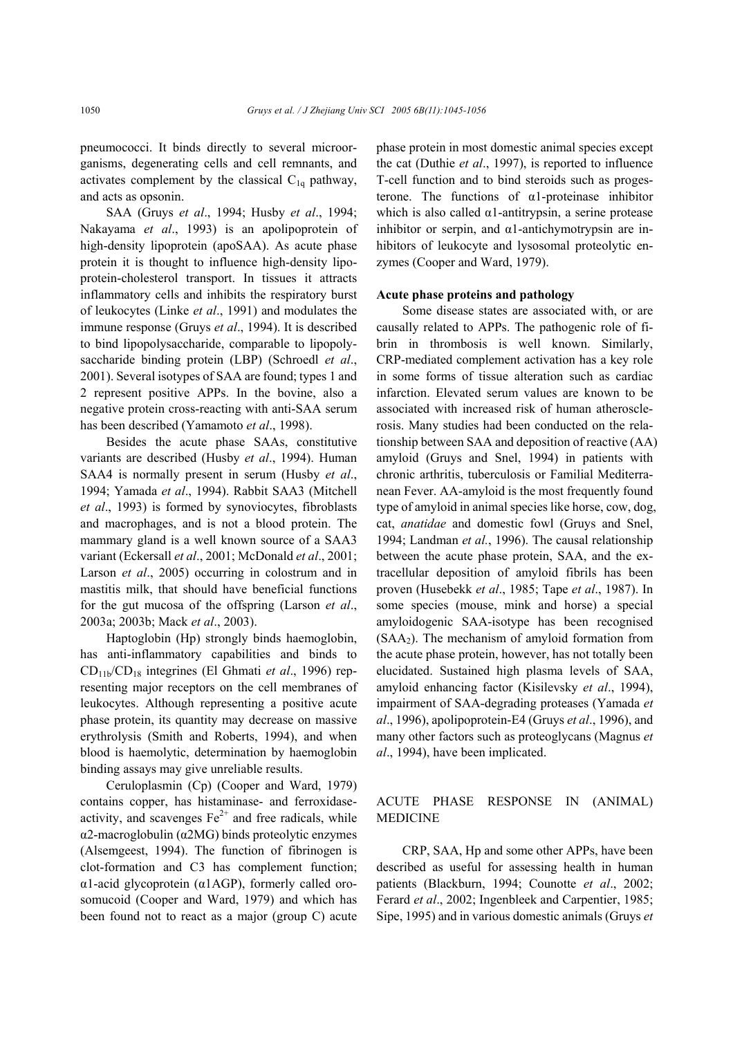pneumococci. It binds directly to several microorganisms, degenerating cells and cell remnants, and activates complement by the classical $C_{1q}$ pathway, and acts as opsonin.

SAA (Gruys *et al*., 1994; Husby *et al*., 1994; Nakayama *et al*., 1993) is an apolipoprotein of high-density lipoprotein (apoSAA). As acute phase protein it is thought to influence high-density lipoprotein-cholesterol transport. In tissues it attracts inflammatory cells and inhibits the respiratory burst of leukocytes (Linke *et al*., 1991) and modulates the immune response (Gruys *et al*., 1994). It is described to bind lipopolysaccharide, comparable to lipopolysaccharide binding protein (LBP) (Schroedl *et al*., 2001). Several isotypes of SAA are found; types 1 and 2 represent positive APPs. In the bovine, also a negative protein cross-reacting with anti-SAA serum has been described (Yamamoto *et al*., 1998).

Besides the acute phase SAAs, constitutive variants are described (Husby *et al*., 1994). Human SAA4 is normally present in serum (Husby *et al*., 1994; Yamada *et al*., 1994). Rabbit SAA3 (Mitchell *et al*., 1993) is formed by synoviocytes, fibroblasts and macrophages, and is not a blood protein. The mammary gland is a well known source of a SAA3 variant (Eckersall *et al*., 2001; McDonald *et al*., 2001; Larson *et al*., 2005) occurring in colostrum and in mastitis milk, that should have beneficial functions for the gut mucosa of the offspring (Larson *et al*., 2003a; 2003b; Mack *et al*., 2003).

Haptoglobin (Hp) strongly binds haemoglobin, has anti-inflammatory capabilities and binds to $CD_{11b}/CD_{18}$ integrines (El Ghmati *et al*., 1996) representing major receptors on the cell membranes of leukocytes. Although representing a positive acute phase protein, its quantity may decrease on massive erythrolysis (Smith and Roberts, 1994), and when blood is haemolytic, determination by haemoglobin binding assays may give unreliable results.

Ceruloplasmin (Cp) (Cooper and Ward, 1979) contains copper, has histaminase- and ferroxidase-activity, and scavenges $Fe^{2+}$ and free radicals, while α2-macroglobulin (α2MG) binds proteolytic enzymes (Alsemgeest, 1994). The function of fibrinogen is clot-formation and C3 has complement function; α1-acid glycoprotein (α1AGP), formerly called orosomucoid (Cooper and Ward, 1979) and which has been found not to react as a major (group C) acute phase protein in most domestic animal species except the cat (Duthie *et al*., 1997), is reported to influence T-cell function and to bind steroids such as progesterone. The functions of α1-proteinase inhibitor which is also called α1-antitrypsin, a serine protease inhibitor or serpin, and α1-antichymotrypsin are inhibitors of leukocyte and lysosomal proteolytic enzymes (Cooper and Ward, 1979).

### Acute phase proteins and pathology

Some disease states are associated with, or are causally related to APPs. The pathogenic role of fibrin in thrombosis is well known. Similarly, CRP-mediated complement activation has a key role in some forms of tissue alteration such as cardiac infarction. Elevated serum values are known to be associated with increased risk of human atherosclerosis. Many studies had been conducted on the relationship between SAA and deposition of reactive (AA) amyloid (Gruys and Snel, 1994) in patients with chronic arthritis, tuberculosis or Familial Mediterranean Fever. AA-amyloid is the most frequently found type of amyloid in animal species like horse, cow, dog, cat, *anatidae* and domestic fowl (Gruys and Snel, 1994; Landman *et al.*, 1996). The causal relationship between the acute phase protein, SAA, and the extracellular deposition of amyloid fibrils has been proven (Husebekk *et al*., 1985; Tape *et al*., 1987). In some species (mouse, mink and horse) a special amyloidogenic SAA-isotype has been recognised ($SAA_2$). The mechanism of amyloid formation from the acute phase protein, however, has not totally been elucidated. Sustained high plasma levels of SAA, amyloid enhancing factor (Kisilevsky *et al*., 1994), impairment of SAA-degrading proteases (Yamada *et al*., 1996), apolipoprotein-E4 (Gruys *et al*., 1996), and many other factors such as proteoglycans (Magnus *et al*., 1994), have been implicated.

## ACUTE PHASE RESPONSE IN (ANIMAL) MEDICINE

CRP, SAA, Hp and some other APPs, have been described as useful for assessing health in human patients (Blackburn, 1994; Counotte *et al*., 2002; Ferard *et al*., 2002; Ingenbleek and Carpentier, 1985; Sipe, 1995) and in various domestic animals (Gruys *et*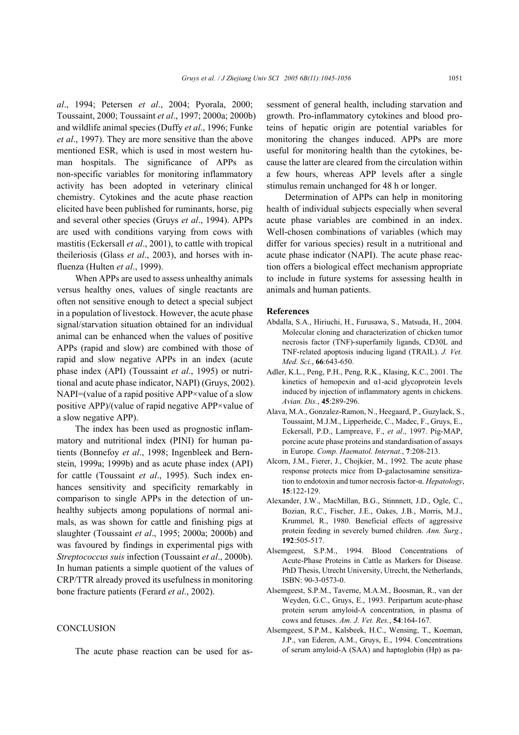*al*., 1994; Petersen *et al*., 2004; Pyorala, 2000; Toussaint, 2000; Toussaint *et al*., 1997; 2000a; 2000b) and wildlife animal species (Duffy *et al*., 1996; Funke *et al*., 1997). They are more sensitive than the above mentioned ESR, which is used in most western human hospitals. The significance of APPs as non-specific variables for monitoring inflammatory activity has been adopted in veterinary clinical chemistry. Cytokines and the acute phase reaction elicited have been published for ruminants, horse, pig and several other species (Gruys *et al*., 1994). APPs are used with conditions varying from cows with mastitis (Eckersall *et al*., 2001), to cattle with tropical theileriosis (Glass *et al*., 2003), and horses with influenza (Hulten *et al*., 1999).

When APPs are used to assess unhealthy animals versus healthy ones, values of single reactants are often not sensitive enough to detect a special subject in a population of livestock. However, the acute phase signal/starvation situation obtained for an individual animal can be enhanced when the values of positive APPs (rapid and slow) are combined with those of rapid and slow negative APPs in an index (acute phase index (API) (Toussaint *et al*., 1995) or nutritional and acute phase indicator, NAPI) (Gruys, 2002). NAPI=(value of a rapid positive APP×value of a slow positive APP)/(value of rapid negative APP×value of a slow negative APP).

The index has been used as prognostic inflammatory and nutritional index (PINI) for human patients (Bonnefoy *et al*., 1998; Ingenbleek and Bernstein, 1999a; 1999b) and as acute phase index (API) for cattle (Toussaint *et al*., 1995). Such index enhances sensitivity and specificity remarkably in comparison to single APPs in the detection of unhealthy subjects among populations of normal animals, as was shown for cattle and finishing pigs at slaughter (Toussaint *et al*., 1995; 2000a; 2000b) and was favoured by findings in experimental pigs with *Streptococcus suis* infection (Toussaint *et al*., 2000b). In human patients a simple quotient of the values of CRP/TTR already proved its usefulness in monitoring bone fracture patients (Ferard *et al*., 2002).

## CONCLUSION

The acute phase reaction can be used for assessment of general health, including starvation and growth. Pro-inflammatory cytokines and blood proteins of hepatic origin are potential variables for monitoring the changes induced. APPs are more useful for monitoring health than the cytokines, because the latter are cleared from the circulation within a few hours, whereas APP levels after a single stimulus remain unchanged for 48 h or longer.

Determination of APPs can help in monitoring health of individual subjects especially when several acute phase variables are combined in an index. Well-chosen combinations of variables (which may differ for various species) result in a nutritional and acute phase indicator (NAPI). The acute phase reaction offers a biological effect mechanism appropriate to include in future systems for assessing health in animals and human patients.

## References

Abdalla, S.A., Hiriuchi, H., Furusawa, S., Matsuda, H., 2004. Molecular cloning and characterization of chicken tumor necrosis factor (TNF)-superfamily ligands, CD30L and TNF-related apoptosis inducing ligand (TRAIL). *J. Vet. Med. Sci.*, **66**:643-650.

Adler, K.L., Peng, P.H., Peng, R.K., Klasing, K.C., 2001. The kinetics of hemopexin and α1-acid glycoprotein levels induced by injection of inflammatory agents in chickens. *Avian. Dis.*, **45**:289-296.

Alava, M.A., Gonzalez-Ramon, N., Heegaard, P., Guzylack, S., Toussaint, M.J.M., Lipperheide, C., Madec, F., Gruys, E., Eckersall, P.D., Lampreave, F., *et al*., 1997. Pig-MAP, porcine acute phase proteins and standardisation of assays in Europe. *Comp. Haematol. Internat.*, **7**:208-213.

Alcorn, J.M., Fierer, J., Chojkier, M., 1992. The acute phase response protects mice from D-galactosamine sensitization to endotoxin and tumor necrosis factor-α. *Hepatology*, **15**:122-129.

Alexander, J.W., MacMillan, B.G., Stinnentt, J.D., Ogle, C., Bozian, R.C., Fischer, J.E., Oakes, J.B., Morris, M.J., Krummel, R., 1980. Beneficial effects of aggressive protein feeding in severely burned children. *Ann. Surg.*, **192**:505-517.

Alsemgeest, S.P.M., 1994. Blood Concentrations of Acute-Phase Proteins in Cattle as Markers for Disease. PhD Thesis, Utrecht University, Utrecht, the Netherlands, ISBN: 90-3-0573-0.

Alsemgeest, S.P.M., Taverne, M.A.M., Boosman, R., van der Weyden, G.C., Gruys, E., 1993. Peripartum acute-phase protein serum amyloid-A concentration, in plasma of cows and fetuses. *Am. J. Vet. Res.*, **54**:164-167.

Alsemgeest, S.P.M., Kalsbeek, H.C., Wensing, T., Koeman, J.P., van Ederen, A.M., Gruys, E., 1994. Concentrations of serum amyloid-A (SAA) and haptoglobin (Hp) as pa-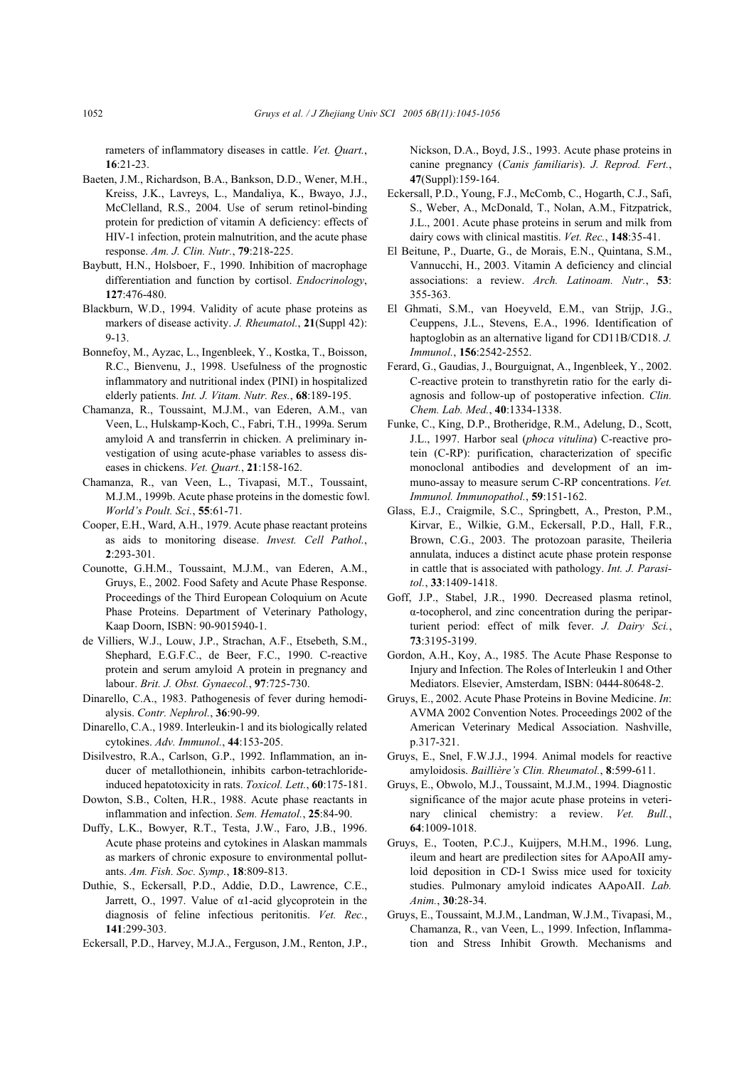rameters of inflammatory diseases in cattle. *Vet. Quart.*, **16**:21-23.

Baeten, J.M., Richardson, B.A., Bankson, D.D., Wener, M.H., Kreiss, J.K., Lavreys, L., Mandaliya, K., Bwayo, J.J., McClelland, R.S., 2004. Use of serum retinol-binding protein for prediction of vitamin A deficiency: effects of HIV-1 infection, protein malnutrition, and the acute phase response. *Am. J. Clin. Nutr.*, **79**:218-225.

Baybutt, H.N., Holsboer, F., 1990. Inhibition of macrophage differentiation and function by cortisol. *Endocrinology*, **127**:476-480.

Blackburn, W.D., 1994. Validity of acute phase proteins as markers of disease activity. *J. Rheumatol.*, **21**(Suppl 42): 9-13.

Bonnefoy, M., Ayzac, L., Ingenbleek, Y., Kostka, T., Boisson, R.C., Bienvenu, J., 1998. Usefulness of the prognostic inflammatory and nutritional index (PINI) in hospitalized elderly patients. *Int. J. Vitam. Nutr. Res.*, **68**:189-195.

Chamanza, R., Toussaint, M.J.M., van Ederen, A.M., van Veen, L., Hulskamp-Koch, C., Fabri, T.H., 1999a. Serum amyloid A and transferrin in chicken. A preliminary investigation of using acute-phase variables to assess diseases in chickens. *Vet. Quart.*, **21**:158-162.

Chamanza, R., van Veen, L., Tivapasi, M.T., Toussaint, M.J.M., 1999b. Acute phase proteins in the domestic fowl. *World's Poult. Sci.*, **55**:61-71.

Cooper, E.H., Ward, A.H., 1979. Acute phase reactant proteins as aids to monitoring disease. *Invest. Cell Pathol.*, **2**:293-301.

Counotte, G.H.M., Toussaint, M.J.M., van Ederen, A.M., Gruys, E., 2002. Food Safety and Acute Phase Response. Proceedings of the Third European Coloquium on Acute Phase Proteins. Department of Veterinary Pathology, Kaap Doorn, ISBN: 90-9015940-1.

de Villiers, W.J., Louw, J.P., Strachan, A.F., Etsebeth, S.M., Shephard, E.G.F.C., de Beer, F.C., 1990. C-reactive protein and serum amyloid A protein in pregnancy and labour. *Brit. J. Obst. Gynaecol.*, **97**:725-730.

Dinarello, C.A., 1983. Pathogenesis of fever during hemodialysis. *Contr. Nephrol.*, **36**:90-99.

Dinarello, C.A., 1989. Interleukin-1 and its biologically related cytokines. *Adv. Immunol.*, **44**:153-205.

Disilvestro, R.A., Carlson, G.P., 1992. Inflammation, an inducer of metallothionein, inhibits carbon-tetrachloride-induced hepatotoxicity in rats. *Toxicol. Lett.*, **60**:175-181.

Dowton, S.B., Colten, H.R., 1988. Acute phase reactants in inflammation and infection. *Sem. Hematol.*, **25**:84-90.

Duffy, L.K., Bowyer, R.T., Testa, J.W., Faro, J.B., 1996. Acute phase proteins and cytokines in Alaskan mammals as markers of chronic exposure to environmental pollutants. *Am. Fish. Soc. Symp.*, **18**:809-813.

Duthie, S., Eckersall, P.D., Addie, D.D., Lawrence, C.E., Jarrett, O., 1997. Value of α1-acid glycoprotein in the diagnosis of feline infectious peritonitis. *Vet. Rec.*, **141**:299-303.

Eckersall, P.D., Harvey, M.J.A., Ferguson, J.M., Renton, J.P., Nickson, D.A., Boyd, J.S., 1993. Acute phase proteins in canine pregnancy (*Canis familiaris*). *J. Reprod. Fert.*, **47**(Suppl):159-164.

Eckersall, P.D., Young, F.J., McComb, C., Hogarth, C.J., Safi, S., Weber, A., McDonald, T., Nolan, A.M., Fitzpatrick, J.L., 2001. Acute phase proteins in serum and milk from dairy cows with clinical mastitis. *Vet. Rec.*, **148**:35-41.

El Beitune, P., Duarte, G., de Morais, E.N., Quintana, S.M., Vannucchi, H., 2003. Vitamin A deficiency and clincial associations: a review. *Arch. Latinoam. Nutr.*, **53**: 355-363.

El Ghmati, S.M., van Hoeyveld, E.M., van Strijp, J.G., Ceuppens, J.L., Stevens, E.A., 1996. Identification of haptoglobin as an alternative ligand for CD11B/CD18. *J. Immunol.*, **156**:2542-2552.

Ferard, G., Gaudias, J., Bourguignat, A., Ingenbleek, Y., 2002. C-reactive protein to transthyretin ratio for the early diagnosis and follow-up of postoperative infection. *Clin. Chem. Lab. Med.*, **40**:1334-1338.

Funke, C., King, D.P., Brotheridge, R.M., Adelung, D., Scott, J.L., 1997. Harbor seal (*phoca vitulina*) C-reactive protein (C-RP): purification, characterization of specific monoclonal antibodies and development of an immuno-assay to measure serum C-RP concentrations. *Vet. Immunol. Immunopathol.*, **59**:151-162.

Glass, E.J., Craigmile, S.C., Springbett, A., Preston, P.M., Kirvar, E., Wilkie, G.M., Eckersall, P.D., Hall, F.R., Brown, C.G., 2003. The protozoan parasite, Theileria annulata, induces a distinct acute phase protein response in cattle that is associated with pathology. *Int. J. Parasitol.*, **33**:1409-1418.

Goff, J.P., Stabel, J.R., 1990. Decreased plasma retinol, α-tocopherol, and zinc concentration during the periparturient period: effect of milk fever. *J. Dairy Sci.*, **73**:3195-3199.

Gordon, A.H., Koy, A., 1985. The Acute Phase Response to Injury and Infection. The Roles of Interleukin 1 and Other Mediators. Elsevier, Amsterdam, ISBN: 0444-80648-2.

Gruys, E., 2002. Acute Phase Proteins in Bovine Medicine. *In*: AVMA 2002 Convention Notes. Proceedings 2002 of the American Veterinary Medical Association. Nashville, p.317-321.

Gruys, E., Snel, F.W.J.J., 1994. Animal models for reactive amyloidosis. *Baillière's Clin. Rheumatol.*, **8**:599-611.

Gruys, E., Obwolo, M.J., Toussaint, M.J.M., 1994. Diagnostic significance of the major acute phase proteins in veterinary clinical chemistry: a review. *Vet. Bull.*, **64**:1009-1018.

Gruys, E., Tooten, P.C.J., Kuijpers, M.H.M., 1996. Lung, ileum and heart are predilection sites for AApoAII amyloid deposition in CD-1 Swiss mice used for toxicity studies. Pulmonary amyloid indicates AApoAII. *Lab. Anim.*, **30**:28-34.

Gruys, E., Toussaint, M.J.M., Landman, W.J.M., Tivapasi, M., Chamanza, R., van Veen, L., 1999. Infection, Inflammation and Stress Inhibit Growth. Mechanisms and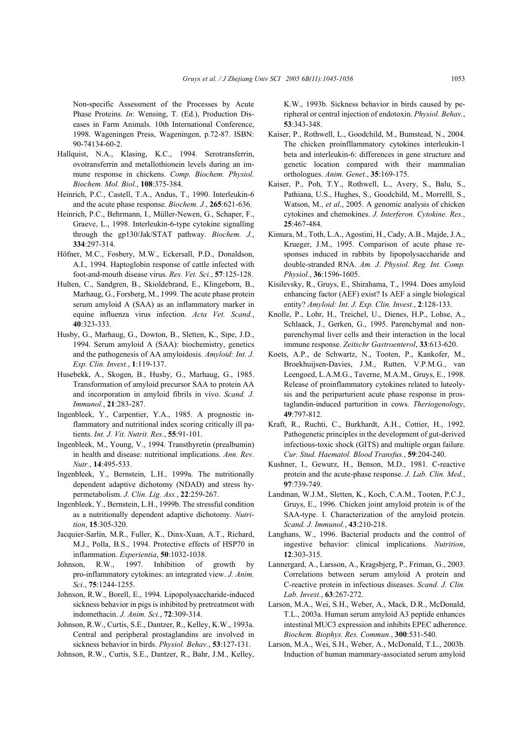Non-specific Assessment of the Processes by Acute Phase Proteins. *In*: Wensing, T. (Ed.), Production Diseases in Farm Animals. 10th International Conference, 1998. Wageningen Press, Wageningen, p.72-87. ISBN: 90-74134-60-2.

Hallquist, N.A., Klasing, K.C., 1994. Serotransferrin, ovotransferrin and metallothionein levels during an immune response in chickens. *Comp. Biochem. Physiol. Biochem. Mol. Biol.*, **108**:375-384.

Heinrich, P.C., Castell, T.A., Andus, T., 1990. Interleukin-6 and the acute phase response. *Biochem. J.*, **265**:621-636.

Heinrich, P.C., Behrmann, I., Müller-Newen, G., Schaper, F., Graeve, L., 1998. Interleukin-6-type cytokine signalling through the gp130/Jak/STAT pathway. *Biochem. J.*, **334**:297-314.

Höfner, M.C., Fosbery, M.W., Eckersall, P.D., Donaldson, A.I., 1994. Haptoglobin response of cattle infected with foot-and-mouth disease virus. *Res. Vet. Sci.*, **57**:125-128.

Hulten, C., Sandgren, B., Skioldebrand, E., Klingeborn, B., Marhaug, G., Forsberg, M., 1999. The acute phase protein serum amyloid A (SAA) as an inflammatory marker in equine influenza virus infection. *Acta Vet. Scand.*, **40**:323-333.

Husby, G., Marhaug, G., Dowton, B., Sletten, K., Sipe, J.D., 1994. Serum amyloid A (SAA): biochemistry, genetics and the pathogenesis of AA amyloidosis. *Amyloid: Int. J. Exp. Clin. Invest.*, **1**:119-137.

Husebekk, A., Skogen, B., Husby, G., Marhaug, G., 1985. Transformation of amyloid precursor SAA to protein AA and incorporation in amyloid fibrils in vivo. *Scand. J. Immunol.*, **21**:283-287.

Ingenbleek, Y., Carpentier, Y.A., 1985. A prognostic inflammatory and nutritional index scoring critically ill patients. *Int. J. Vit. Nutrit. Res.*, **55**:91-101.

Ingenbleek, M., Young, V., 1994. Transthyretin (prealbumin) in health and disease: nutritional implications. *Ann. Rev. Nutr.*, **14**:495-533.

Ingenbleek, Y., Bernstein, L.H., 1999a. The nutritionally dependent adaptive dichotomy (NDAD) and stress hypermetabolism. *J. Clin. Lig. Ass.*, **22**:259-267.

Ingenbleek, Y., Bernstein, L.H., 1999b. The stressful condition as a nutritionally dependent adaptive dichotomy. *Nutrition*, **15**:305-320.

Jacquier-Sarlin, M.R., Fuller, K., Dinx-Xuan, A.T., Richard, M.J., Polla, B.S., 1994. Protective effects of HSP70 in inflammation. *Experientia*, **50**:1032-1038.

Johnson, R.W., 1997. Inhibition of growth by pro-inflammatory cytokines: an integrated view. *J. Anim. Sci.*, **75**:1244-1255.

Johnson, R.W., Borell, E., 1994. Lipopolysaccharide-induced sickness behavior in pigs is inhibited by pretreatment with indomethacin. *J. Anim. Sci.*, **72**:309-314.

Johnson, R.W., Curtis, S.E., Dantzer, R., Kelley, K.W., 1993a. Central and peripheral prostaglandins are involved in sickness behavior in birds. *Physiol. Behav.*, **53**:127-131.

Johnson, R.W., Curtis, S.E., Dantzer, R., Bahr, J.M., Kelley, K.W., 1993b. Sickness behavior in birds caused by peripheral or central injection of endotoxin. *Physiol. Behav.*, **53**:343-348.

Kaiser, P., Rothwell, L., Goodchild, M., Bumstead, N., 2004. The chicken proinfllammatory cytokines interleukin-1 beta and interleukin-6: differences in gene structure and genetic location compared with their mammalian orthologues. *Anim. Genet.*, **35**:169-175.

Kaiser, P., Poh, T.Y., Rothwell, L., Avery, S., Balu, S., Pathiana, U.S., Hughes, S., Goodchild, M., Morrelll, S., Watson, M., *et al*., 2005. A genomic analysis of chicken cytokines and chemokines. *J. Interferon. Cytokine. Res.*, **25**:467-484.

Kimura, M., Toth, L.A., Agostini, H., Cady, A.B., Majde, J.A., Krueger, J.M., 1995. Comparison of acute phase responses induced in rabbits by lipopolysaccharide and double-stranded RNA. *Am. J. Physiol. Reg. Int. Comp. Physiol.*, **36**:1596-1605.

Kisilevsky, R., Gruys, E., Shirahama, T., 1994. Does amyloid enhancing factor (AEF) exist? Is AEF a single biological entity? *Amyloid: Int. J. Exp. Clin. Invest.*, **2**:128-133.

Knolle, P., Lohr, H., Treichel, U., Dienes, H.P., Lohse, A., Schlaack, J., Gerken, G., 1995. Parenchymal and non-parenchymal liver cells and their interaction in the local immune response. *Zeitschr Gastroenterol*, **33**:613-620.

Koets, A.P., de Schwartz, N., Tooten, P., Kankofer, M., Broekhuijsen-Davies, J.M., Rutten, V.P.M.G., van Leengoed, L.A.M.G., Taverne, M.A.M., Gruys, E., 1998. Release of proinflammatory cytokines related to luteolysis and the periparturient acute phase response in prostaglandin-induced parturition in cows. *Theriogenology*, **49**:797-812.

Kraft, R., Ruchti, C., Burkhardt, A.H., Cottier, H., 1992. Pathogenetic principles in the development of gut-derived infectious-toxic shock (GITS) and multiple organ failure. *Cur. Stud. Haematol. Blood Transfus.*, **59**:204-240.

Kushner, I., Gewurz, H., Benson, M.D., 1981. C-reactive protein and the acute-phase response. *J. Lab. Clin. Med.*, **97**:739-749.

Landman, W.J.M., Sletten, K., Koch, C.A.M., Tooten, P.C.J., Gruys, E., 1996. Chicken joint amyloid protein is of the SAA-type. I. Characterization of the amyloid protein. *Scand. J. Immunol.*, **43**:210-218.

Langhans, W., 1996. Bacterial products and the control of ingestive behavior: clinical implications. *Nutrition*, **12**:303-315.

Lannergard, A., Larsson, A., Kragsbjerg, P., Friman, G., 2003. Correlations between serum amyloid A protein and C-reactive protein in infectious diseases. *Scand. J. Clin. Lab. Invest.*, **63**:267-272.

Larson, M.A., Wei, S.H., Weber, A., Mack, D.R., McDonald, T.L., 2003a. Human serum amyloid A3 peptide enhances intestinal MUC3 expression and inhibits EPEC adherence. *Biochem. Biophys. Res. Commun.*, **300**:531-540.

Larson, M.A., Wei, S.H., Weber, A., McDonald, T.L., 2003b. Induction of human mammary-associated serum amyloid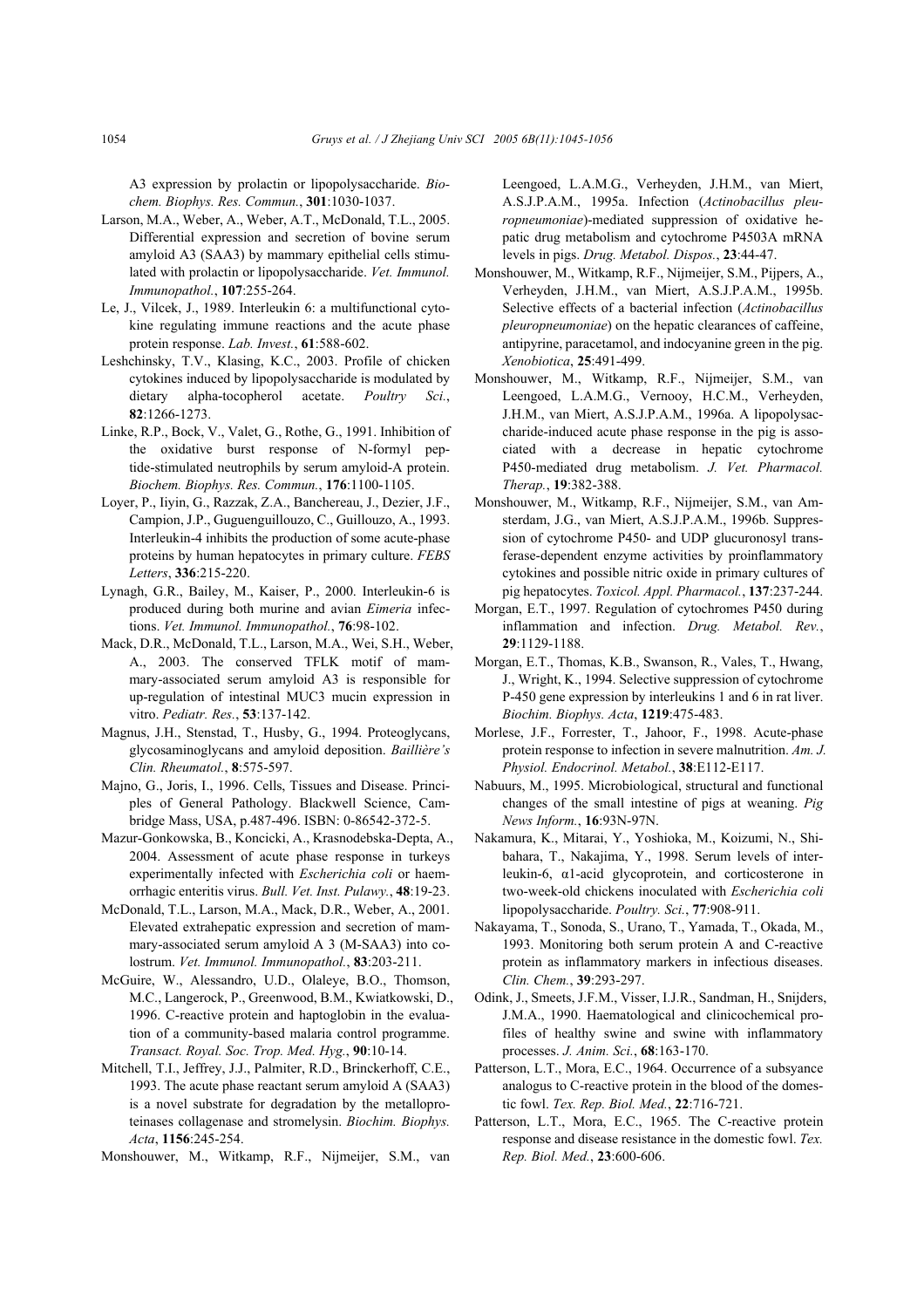A3 expression by prolactin or lipopolysaccharide. *Biochem. Biophys. Res. Commun.*, **301**:1030-1037.

Larson, M.A., Weber, A., Weber, A.T., McDonald, T.L., 2005. Differential expression and secretion of bovine serum amyloid A3 (SAA3) by mammary epithelial cells stimulated with prolactin or lipopolysaccharide. *Vet. Immunol. Immunopathol.*, **107**:255-264.

Le, J., Vilcek, J., 1989. Interleukin 6: a multifunctional cytokine regulating immune reactions and the acute phase protein response. *Lab. Invest.*, **61**:588-602.

Leshchinsky, T.V., Klasing, K.C., 2003. Profile of chicken cytokines induced by lipopolysaccharide is modulated by dietary alpha-tocopherol acetate. *Poultry Sci.*, **82**:1266-1273.

Linke, R.P., Bock, V., Valet, G., Rothe, G., 1991. Inhibition of the oxidative burst response of N-formyl peptide-stimulated neutrophils by serum amyloid-A protein. *Biochem. Biophys. Res. Commun.*, **176**:1100-1105.

Loyer, P., Iiyin, G., Razzak, Z.A., Banchereau, J., Dezier, J.F., Campion, J.P., Guguenguillouzo, C., Guillouzo, A., 1993. Interleukin-4 inhibits the production of some acute-phase proteins by human hepatocytes in primary culture. *FEBS Letters*, **336**:215-220.

Lynagh, G.R., Bailey, M., Kaiser, P., 2000. Interleukin-6 is produced during both murine and avian *Eimeria* infections. *Vet. Immunol. Immunopathol.*, **76**:98-102.

Mack, D.R., McDonald, T.L., Larson, M.A., Wei, S.H., Weber, A., 2003. The conserved TFLK motif of mammary-associated serum amyloid A3 is responsible for up-regulation of intestinal MUC3 mucin expression in vitro. *Pediatr. Res.*, **53**:137-142.

Magnus, J.H., Stenstad, T., Husby, G., 1994. Proteoglycans, glycosaminoglycans and amyloid deposition. *Baillière's Clin. Rheumatol.*, **8**:575-597.

Majno, G., Joris, I., 1996. Cells, Tissues and Disease. Principles of General Pathology. Blackwell Science, Cambridge Mass, USA, p.487-496. ISBN: 0-86542-372-5.

Mazur-Gonkowska, B., Koncicki, A., Krasnodebska-Depta, A., 2004. Assessment of acute phase response in turkeys experimentally infected with *Escherichia coli* or haemorrhagic enteritis virus. *Bull. Vet. Inst. Pulawy.*, **48**:19-23.

McDonald, T.L., Larson, M.A., Mack, D.R., Weber, A., 2001. Elevated extrahepatic expression and secretion of mammary-associated serum amyloid A 3 (M-SAA3) into colostrum. *Vet. Immunol. Immunopathol.*, **83**:203-211.

McGuire, W., Alessandro, U.D., Olaleye, B.O., Thomson, M.C., Langerock, P., Greenwood, B.M., Kwiatkowski, D., 1996. C-reactive protein and haptoglobin in the evaluation of a community-based malaria control programme. *Transact. Royal. Soc. Trop. Med. Hyg.*, **90**:10-14.

Mitchell, T.I., Jeffrey, J.J., Palmiter, R.D., Brinckerhoff, C.E., 1993. The acute phase reactant serum amyloid A (SAA3) is a novel substrate for degradation by the metalloproteinases collagenase and stromelysin. *Biochim. Biophys. Acta*, **1156**:245-254.

Monshouwer, M., Witkamp, R.F., Nijmeijer, S.M., van Leengoed, L.A.M.G., Verheyden, J.H.M., van Miert, A.S.J.P.A.M., 1995a. Infection (*Actinobacillus pleuropneumoniae*)-mediated suppression of oxidative hepatic drug metabolism and cytochrome P4503A mRNA levels in pigs. *Drug. Metabol. Dispos.*, **23**:44-47.

Monshouwer, M., Witkamp, R.F., Nijmeijer, S.M., Pijpers, A., Verheyden, J.H.M., van Miert, A.S.J.P.A.M., 1995b. Selective effects of a bacterial infection (*Actinobacillus pleuropneumoniae*) on the hepatic clearances of caffeine, antipyrine, paracetamol, and indocyanine green in the pig. *Xenobiotica*, **25**:491-499.

Monshouwer, M., Witkamp, R.F., Nijmeijer, S.M., van Leengoed, L.A.M.G., Vernooy, H.C.M., Verheyden, J.H.M., van Miert, A.S.J.P.A.M., 1996a. A lipopolysaccharide-induced acute phase response in the pig is associated with a decrease in hepatic cytochrome P450-mediated drug metabolism. *J. Vet. Pharmacol. Therap.*, **19**:382-388.

Monshouwer, M., Witkamp, R.F., Nijmeijer, S.M., van Amsterdam, J.G., van Miert, A.S.J.P.A.M., 1996b. Suppression of cytochrome P450- and UDP glucuronosyl transferase-dependent enzyme activities by proinflammatory cytokines and possible nitric oxide in primary cultures of pig hepatocytes. *Toxicol. Appl. Pharmacol.*, **137**:237-244.

Morgan, E.T., 1997. Regulation of cytochromes P450 during inflammation and infection. *Drug. Metabol. Rev.*, **29**:1129-1188.

Morgan, E.T., Thomas, K.B., Swanson, R., Vales, T., Hwang, J., Wright, K., 1994. Selective suppression of cytochrome P-450 gene expression by interleukins 1 and 6 in rat liver. *Biochim. Biophys. Acta*, **1219**:475-483.

Morlese, J.F., Forrester, T., Jahoor, F., 1998. Acute-phase protein response to infection in severe malnutrition. *Am. J. Physiol. Endocrinol. Metabol.*, **38**:E112-E117.

Nabuurs, M., 1995. Microbiological, structural and functional changes of the small intestine of pigs at weaning. *Pig News Inform.*, **16**:93N-97N.

Nakamura, K., Mitarai, Y., Yoshioka, M., Koizumi, N., Shibahara, T., Nakajima, Y., 1998. Serum levels of interleukin-6, α1-acid glycoprotein, and corticosterone in two-week-old chickens inoculated with *Escherichia coli* lipopolysaccharide. *Poultry. Sci.*, **77**:908-911.

Nakayama, T., Sonoda, S., Urano, T., Yamada, T., Okada, M., 1993. Monitoring both serum protein A and C-reactive protein as inflammatory markers in infectious diseases. *Clin. Chem.*, **39**:293-297.

Odink, J., Smeets, J.F.M., Visser, I.J.R., Sandman, H., Snijders, J.M.A., 1990. Haematological and clinicochemical profiles of healthy swine and swine with inflammatory processes. *J. Anim. Sci.*, **68**:163-170.

Patterson, L.T., Mora, E.C., 1964. Occurrence of a subsyance analogus to C-reactive protein in the blood of the domestic fowl. *Tex. Rep. Biol. Med.*, **22**:716-721.

Patterson, L.T., Mora, E.C., 1965. The C-reactive protein response and disease resistance in the domestic fowl. *Tex. Rep. Biol. Med.*, **23**:600-606.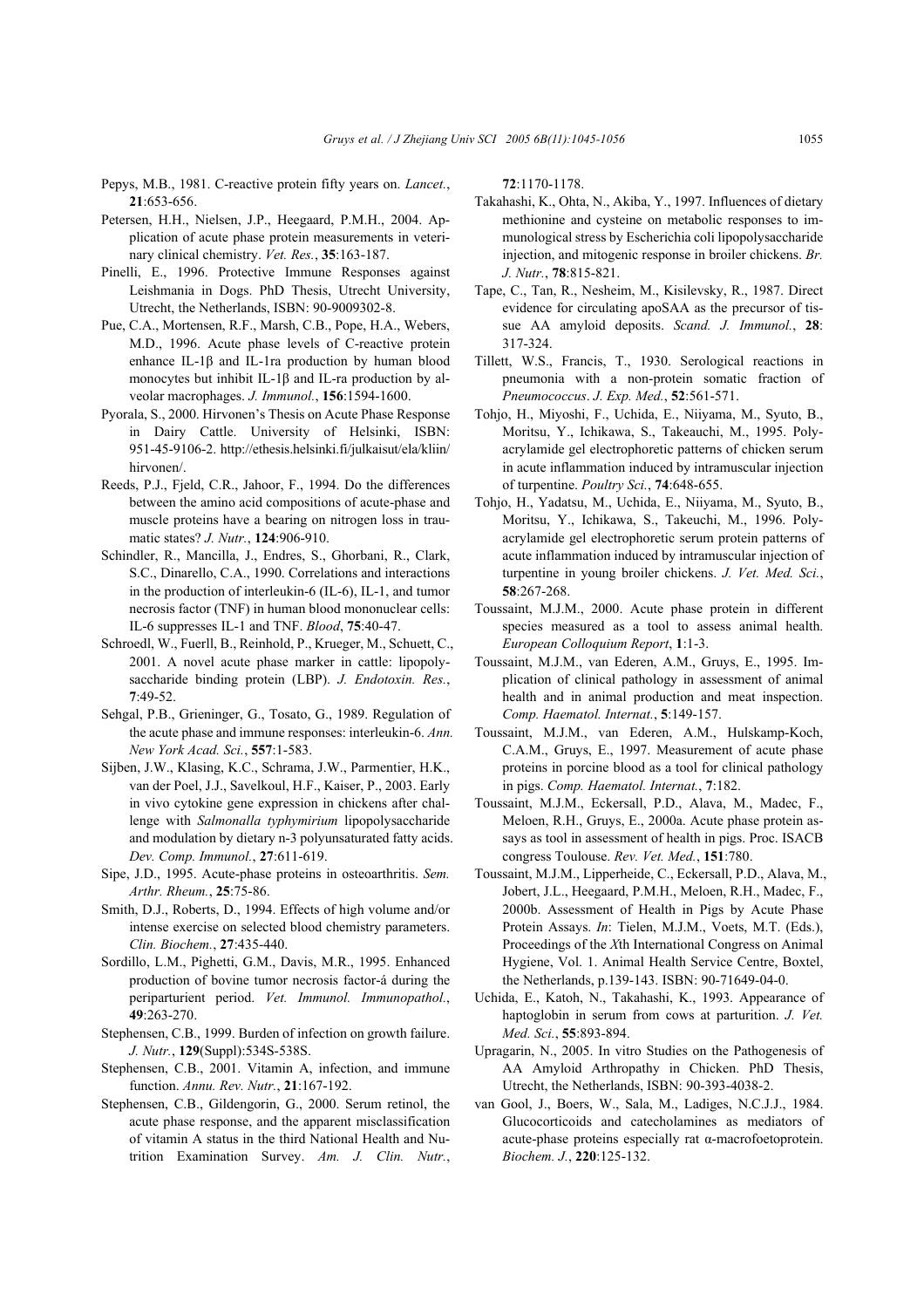Pepys, M.B., 1981. C-reactive protein fifty years on. *Lancet.*, **21**:653-656.

Petersen, H.H., Nielsen, J.P., Heegaard, P.M.H., 2004. Application of acute phase protein measurements in veterinary clinical chemistry. *Vet. Res.*, **35**:163-187.

Pinelli, E., 1996. Protective Immune Responses against Leishmania in Dogs. PhD Thesis, Utrecht University, Utrecht, the Netherlands, ISBN: 90-9009302-8.

Pue, C.A., Mortensen, R.F., Marsh, C.B., Pope, H.A., Webers, M.D., 1996. Acute phase levels of C-reactive protein enhance IL-1β and IL-1ra production by human blood monocytes but inhibit IL-1β and IL-ra production by alveolar macrophages. *J. Immunol.*, **156**:1594-1600.

Pyorala, S., 2000. Hirvonen's Thesis on Acute Phase Response in Dairy Cattle. University of Helsinki, ISBN: 951-45-9106-2. http://ethesis.helsinki.fi/julkaisut/ela/kliin/hirvonen/.

Reeds, P.J., Fjeld, C.R., Jahoor, F., 1994. Do the differences between the amino acid compositions of acute-phase and muscle proteins have a bearing on nitrogen loss in traumatic states? *J. Nutr.*, **124**:906-910.

Schindler, R., Mancilla, J., Endres, S., Ghorbani, R., Clark, S.C., Dinarello, C.A., 1990. Correlations and interactions in the production of interleukin-6 (IL-6), IL-1, and tumor necrosis factor (TNF) in human blood mononuclear cells: IL-6 suppresses IL-1 and TNF. *Blood*, **75**:40-47.

Schroedl, W., Fuerll, B., Reinhold, P., Krueger, M., Schuett, C., 2001. A novel acute phase marker in cattle: lipopolysaccharide binding protein (LBP). *J. Endotoxin. Res.*, **7**:49-52.

Sehgal, P.B., Grieninger, G., Tosato, G., 1989. Regulation of the acute phase and immune responses: interleukin-6. *Ann. New York Acad. Sci.*, **557**:1-583.

Sijben, J.W., Klasing, K.C., Schrama, J.W., Parmentier, H.K., van der Poel, J.J., Savelkoul, H.F., Kaiser, P., 2003. Early in vivo cytokine gene expression in chickens after challenge with *Salmonalla typhymirium* lipopolysaccharide and modulation by dietary n-3 polyunsaturated fatty acids. *Dev. Comp. Immunol.*, **27**:611-619.

Sipe, J.D., 1995. Acute-phase proteins in osteoarthritis. *Sem. Arthr. Rheum.*, **25**:75-86.

Smith, D.J., Roberts, D., 1994. Effects of high volume and/or intense exercise on selected blood chemistry parameters. *Clin. Biochem.*, **27**:435-440.

Sordillo, L.M., Pighetti, G.M., Davis, M.R., 1995. Enhanced production of bovine tumor necrosis factor-á during the periparturient period. *Vet. Immunol. Immunopathol.*, **49**:263-270.

Stephensen, C.B., 1999. Burden of infection on growth failure. *J. Nutr.*, **129**(Suppl):534S-538S.

Stephensen, C.B., 2001. Vitamin A, infection, and immune function. *Annu. Rev. Nutr.*, **21**:167-192.

Stephensen, C.B., Gildengorin, G., 2000. Serum retinol, the acute phase response, and the apparent misclassification of vitamin A status in the third National Health and Nutrition Examination Survey. *Am. J. Clin. Nutr.*, **72**:1170-1178.

Takahashi, K., Ohta, N., Akiba, Y., 1997. Influences of dietary methionine and cysteine on metabolic responses to immunological stress by Escherichia coli lipopolysaccharide injection, and mitogenic response in broiler chickens. *Br. J. Nutr.*, **78**:815-821.

Tape, C., Tan, R., Nesheim, M., Kisilevsky, R., 1987. Direct evidence for circulating apoSAA as the precursor of tissue AA amyloid deposits. *Scand. J. Immunol.*, **28**:317-324.

Tillett, W.S., Francis, T., 1930. Serological reactions in pneumonia with a non-protein somatic fraction of *Pneumococcus*. *J. Exp. Med.*, **52**:561-571.

Tohjo, H., Miyoshi, F., Uchida, E., Niiyama, M., Syuto, B., Moritsu, Y., Ichikawa, S., Takeauchi, M., 1995. Polyacrylamide gel electrophoretic patterns of chicken serum in acute inflammation induced by intramuscular injection of turpentine. *Poultry Sci.*, **74**:648-655.

Tohjo, H., Yadatsu, M., Uchida, E., Niiyama, M., Syuto, B., Moritsu, Y., Ichikawa, S., Takeuchi, M., 1996. Polyacrylamide gel electrophoretic serum protein patterns of acute inflammation induced by intramuscular injection of turpentine in young broiler chickens. *J. Vet. Med. Sci.*, **58**:267-268.

Toussaint, M.J.M., 2000. Acute phase protein in different species measured as a tool to assess animal health. *European Colloquium Report*, **1**:1-3.

Toussaint, M.J.M., van Ederen, A.M., Gruys, E., 1995. Implication of clinical pathology in assessment of animal health and in animal production and meat inspection. *Comp. Haematol. Internat.*, **5**:149-157.

Toussaint, M.J.M., van Ederen, A.M., Hulskamp-Koch, C.A.M., Gruys, E., 1997. Measurement of acute phase proteins in porcine blood as a tool for clinical pathology in pigs. *Comp. Haematol. Internat.*, **7**:182.

Toussaint, M.J.M., Eckersall, P.D., Alava, M., Madec, F., Meloen, R.H., Gruys, E., 2000a. Acute phase protein assays as tool in assessment of health in pigs. Proc. ISACB congress Toulouse. *Rev. Vet. Med.*, **151**:780.

Toussaint, M.J.M., Lipperheide, C., Eckersall, P.D., Alava, M., Jobert, J.L., Heegaard, P.M.H., Meloen, R.H., Madec, F., 2000b. Assessment of Health in Pigs by Acute Phase Protein Assays. *In*: Tielen, M.J.M., Voets, M.T. (Eds.), Proceedings of the *X*th International Congress on Animal Hygiene, Vol. 1. Animal Health Service Centre, Boxtel, the Netherlands, p.139-143. ISBN: 90-71649-04-0.

Uchida, E., Katoh, N., Takahashi, K., 1993. Appearance of haptoglobin in serum from cows at parturition. *J. Vet. Med. Sci.*, **55**:893-894.

Upragarin, N., 2005. In vitro Studies on the Pathogenesis of AA Amyloid Arthropathy in Chicken. PhD Thesis, Utrecht, the Netherlands, ISBN: 90-393-4038-2.

van Gool, J., Boers, W., Sala, M., Ladiges, N.C.J.J., 1984. Glucocorticoids and catecholamines as mediators of acute-phase proteins especially rat α-macrofoetoprotein. *Biochem. J.*, **220**:125-132.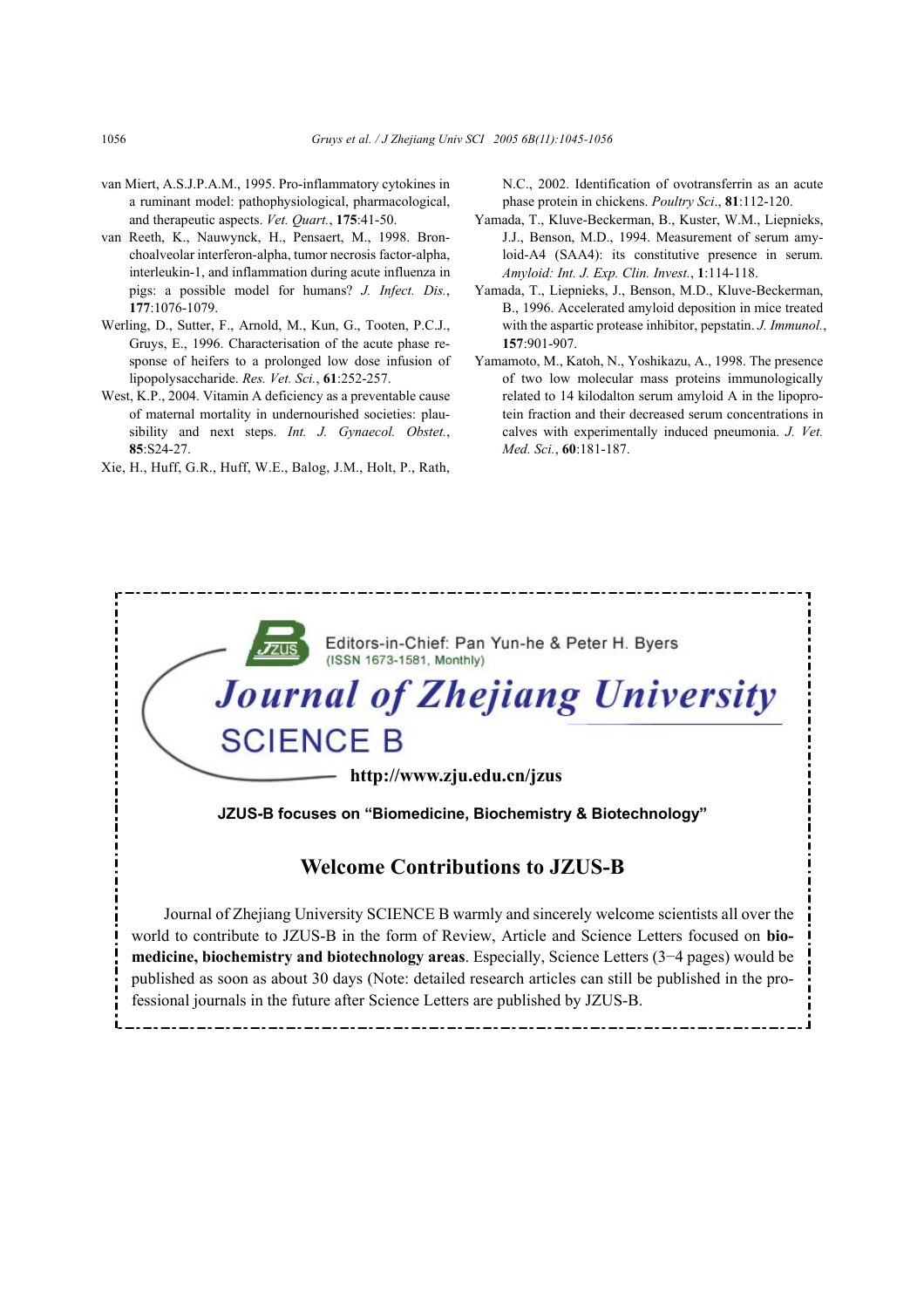van Miert, A.S.J.P.A.M., 1995. Pro-inflammatory cytokines in a ruminant model: pathophysiological, pharmacological, and therapeutic aspects. *Vet. Quart.*, **175**:41-50.

van Reeth, K., Nauwynck, H., Pensaert, M., 1998. Bronchoalveolar interferon-alpha, tumor necrosis factor-alpha, interleukin-1, and inflammation during acute influenza in pigs: a possible model for humans? *J. Infect. Dis.*, **177**:1076-1079.

Werling, D., Sutter, F., Arnold, M., Kun, G., Tooten, P.C.J., Gruys, E., 1996. Characterisation of the acute phase response of heifers to a prolonged low dose infusion of lipopolysaccharide. *Res. Vet. Sci.*, **61**:252-257.

West, K.P., 2004. Vitamin A deficiency as a preventable cause of maternal mortality in undernourished societies: plausibility and next steps. *Int. J. Gynaecol. Obstet.*, **85**:S24-27.

Xie, H., Huff, G.R., Huff, W.E., Balog, J.M., Holt, P., Rath, N.C., 2002. Identification of ovotransferrin as an acute phase protein in chickens. *Poultry Sci.*, **81**:112-120.

Yamada, T., Kluve-Beckerman, B., Kuster, W.M., Liepnieks, J.J., Benson, M.D., 1994. Measurement of serum amyloid-A4 (SAA4): its constitutive presence in serum. *Amyloid: Int. J. Exp. Clin. Invest.*, **1**:114-118.

Yamada, T., Liepnieks, J., Benson, M.D., Kluve-Beckerman, B., 1996. Accelerated amyloid deposition in mice treated with the aspartic protease inhibitor, pepstatin. *J. Immunol.*, **157**:901-907.

Yamamoto, M., Katoh, N., Yoshikazu, A., 1998. The presence of two low molecular mass proteins immunologically related to 14 kilodalton serum amyloid A in the lipoprotein fraction and their decreased serum concentrations in calves with experimentally induced pneumonia. *J. Vet. Med. Sci.*, **60**:181-187.

---

JZUS

Editors-in-Chief: Pan Yun-he & Peter H. Byers
(ISSN 1673-1581, Monthly)

# Journal of Zhejiang University SCIENCE B

http://www.zju.edu.cn/jzus

**JZUS-B focuses on "Biomedicine, Biochemistry & Biotechnology"**

## Welcome Contributions to JZUS-B

Journal of Zhejiang University SCIENCE B warmly and sincerely welcome scientists all over the world to contribute to JZUS-B in the form of Review, Article and Science Letters focused on **biomedicine, biochemistry and biotechnology areas**. Especially, Science Letters (3−4 pages) would be published as soon as about 30 days (Note: detailed research articles can still be published in the professional journals in the future after Science Letters are published by JZUS-B.